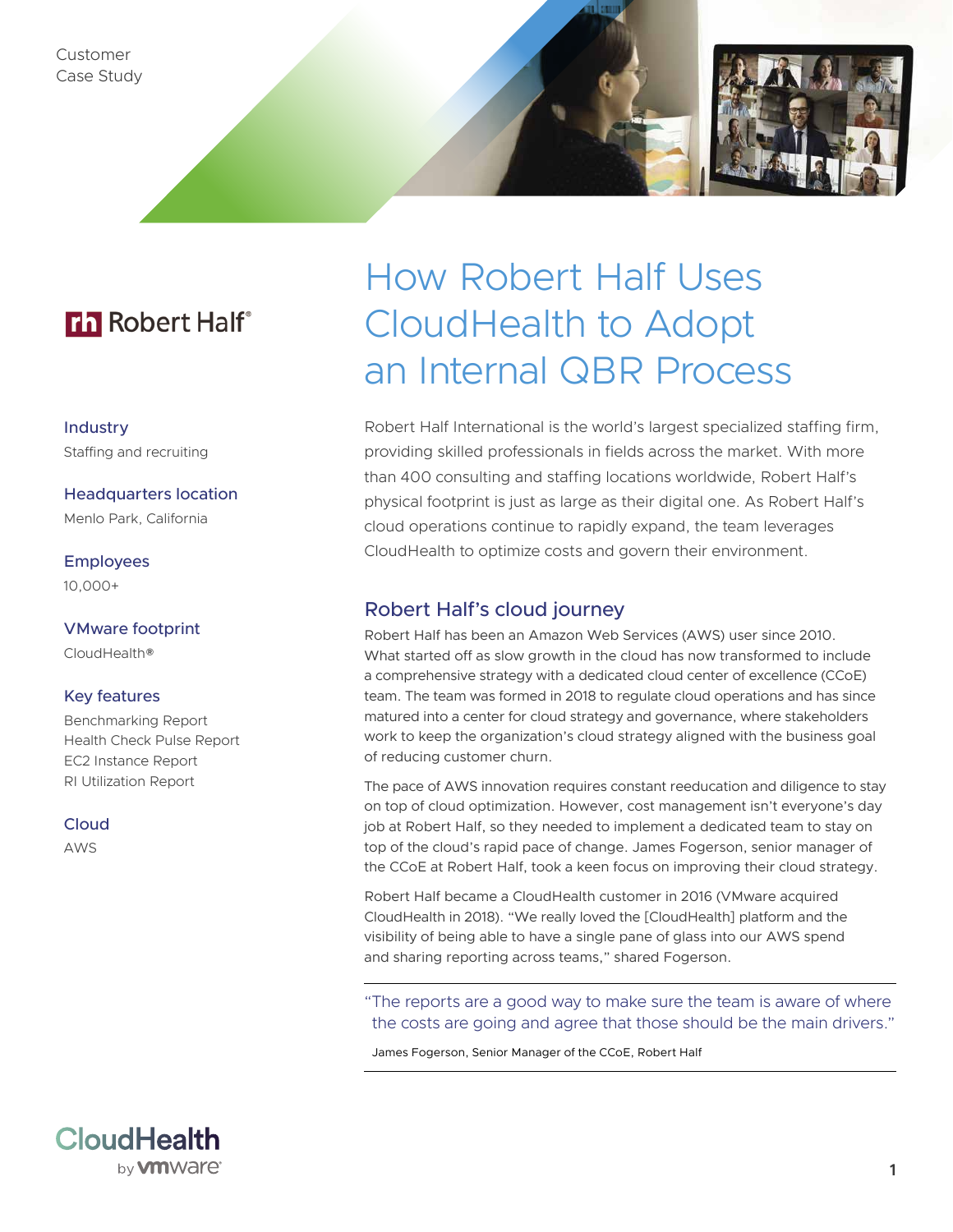Customer
Case Study

Robert Half®

# How Robert Half Uses CloudHealth to Adopt an Internal QBR Process

**Industry**
Staffing and recruiting

**Headquarters location**
Menlo Park, California

**Employees**
10,000+

**VMware footprint**
CloudHealth®

**Key features**
Benchmarking Report
Health Check Pulse Report
EC2 Instance Report
RI Utilization Report

**Cloud**
AWS

Robert Half International is the world's largest specialized staffing firm, providing skilled professionals in fields across the market. With more than 400 consulting and staffing locations worldwide, Robert Half's physical footprint is just as large as their digital one. As Robert Half's cloud operations continue to rapidly expand, the team leverages CloudHealth to optimize costs and govern their environment.

## Robert Half's cloud journey

Robert Half has been an Amazon Web Services (AWS) user since 2010. What started off as slow growth in the cloud has now transformed to include a comprehensive strategy with a dedicated cloud center of excellence (CCoE) team. The team was formed in 2018 to regulate cloud operations and has since matured into a center for cloud strategy and governance, where stakeholders work to keep the organization's cloud strategy aligned with the business goal of reducing customer churn.

The pace of AWS innovation requires constant reeducation and diligence to stay on top of cloud optimization. However, cost management isn't everyone's day job at Robert Half, so they needed to implement a dedicated team to stay on top of the cloud's rapid pace of change. James Fogerson, senior manager of the CCoE at Robert Half, took a keen focus on improving their cloud strategy.

Robert Half became a CloudHealth customer in 2016 (VMware acquired CloudHealth in 2018). "We really loved the [CloudHealth] platform and the visibility of being able to have a single pane of glass into our AWS spend and sharing reporting across teams," shared Fogerson.

> "The reports are a good way to make sure the team is aware of where the costs are going and agree that those should be the main drivers."
>
> James Fogerson, Senior Manager of the CCoE, Robert Half

CloudHealth by vmware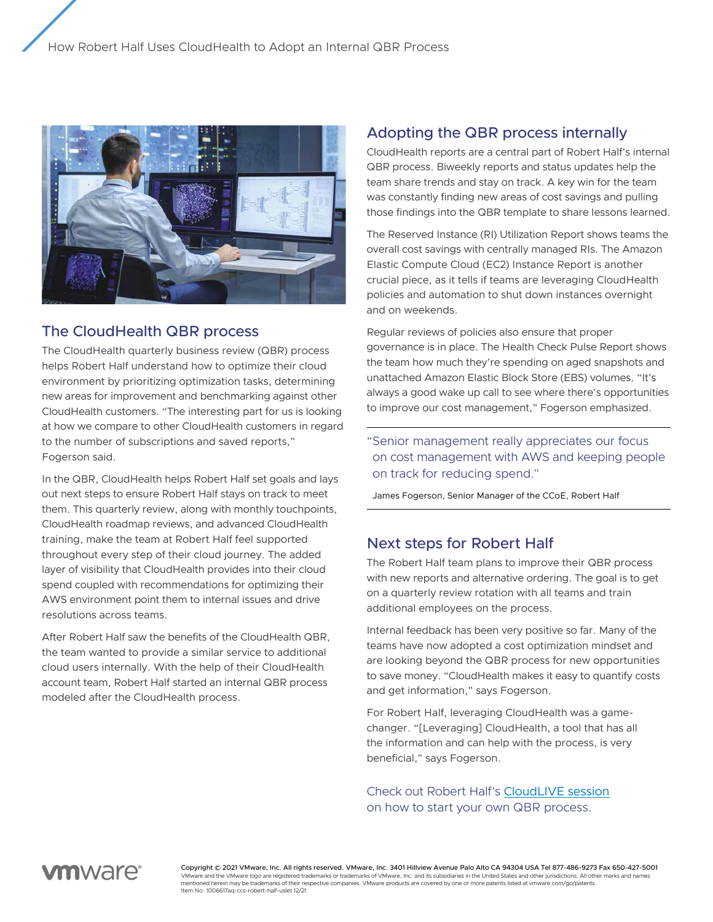## The CloudHealth QBR process

The CloudHealth quarterly business review (QBR) process helps Robert Half understand how to optimize their cloud environment by prioritizing optimization tasks, determining new areas for improvement and benchmarking against other CloudHealth customers. "The interesting part for us is looking at how we compare to other CloudHealth customers in regard to the number of subscriptions and saved reports," Fogerson said.

In the QBR, CloudHealth helps Robert Half set goals and lays out next steps to ensure Robert Half stays on track to meet them. This quarterly review, along with monthly touchpoints, CloudHealth roadmap reviews, and advanced CloudHealth training, make the team at Robert Half feel supported throughout every step of their cloud journey. The added layer of visibility that CloudHealth provides into their cloud spend coupled with recommendations for optimizing their AWS environment point them to internal issues and drive resolutions across teams.

After Robert Half saw the benefits of the CloudHealth QBR, the team wanted to provide a similar service to additional cloud users internally. With the help of their CloudHealth account team, Robert Half started an internal QBR process modeled after the CloudHealth process.

## Adopting the QBR process internally

CloudHealth reports are a central part of Robert Half's internal QBR process. Biweekly reports and status updates help the team share trends and stay on track. A key win for the team was constantly finding new areas of cost savings and pulling those findings into the QBR template to share lessons learned.

The Reserved Instance (RI) Utilization Report shows teams the overall cost savings with centrally managed RIs. The Amazon Elastic Compute Cloud (EC2) Instance Report is another crucial piece, as it tells if teams are leveraging CloudHealth policies and automation to shut down instances overnight and on weekends.

Regular reviews of policies also ensure that proper governance is in place. The Health Check Pulse Report shows the team how much they're spending on aged snapshots and unattached Amazon Elastic Block Store (EBS) volumes. "It's always a good wake up call to see where there's opportunities to improve our cost management," Fogerson emphasized.

> "Senior management really appreciates our focus on cost management with AWS and keeping people on track for reducing spend."
>
> James Fogerson, Senior Manager of the CCoE, Robert Half

## Next steps for Robert Half

The Robert Half team plans to improve their QBR process with new reports and alternative ordering. The goal is to get on a quarterly review rotation with all teams and train additional employees on the process.

Internal feedback has been very positive so far. Many of the teams have now adopted a cost optimization mindset and are looking beyond the QBR process for new opportunities to save money. "CloudHealth makes it easy to quantify costs and get information," says Fogerson.

For Robert Half, leveraging CloudHealth was a game-changer. "[Leveraging] CloudHealth, a tool that has all the information and can help with the process, is very beneficial," says Fogerson.

Check out Robert Half's CloudLIVE session on how to start your own QBR process.

Copyright © 2021 VMware, Inc. All rights reserved. VMware, Inc. 3401 Hillview Avenue Palo Alto CA 94304 USA Tel 877-486-9273 Fax 650-427-5001
VMware and the VMware logo are registered trademarks or trademarks of VMware, Inc. and its subsidiaries in the United States and other jurisdictions. All other marks and names mentioned herein may be trademarks of their respective companies. VMware products are covered by one or more patents listed at vmware.com/go/patents.
Item No: 1006617aq-ccs-robert-half-uslet 12/21